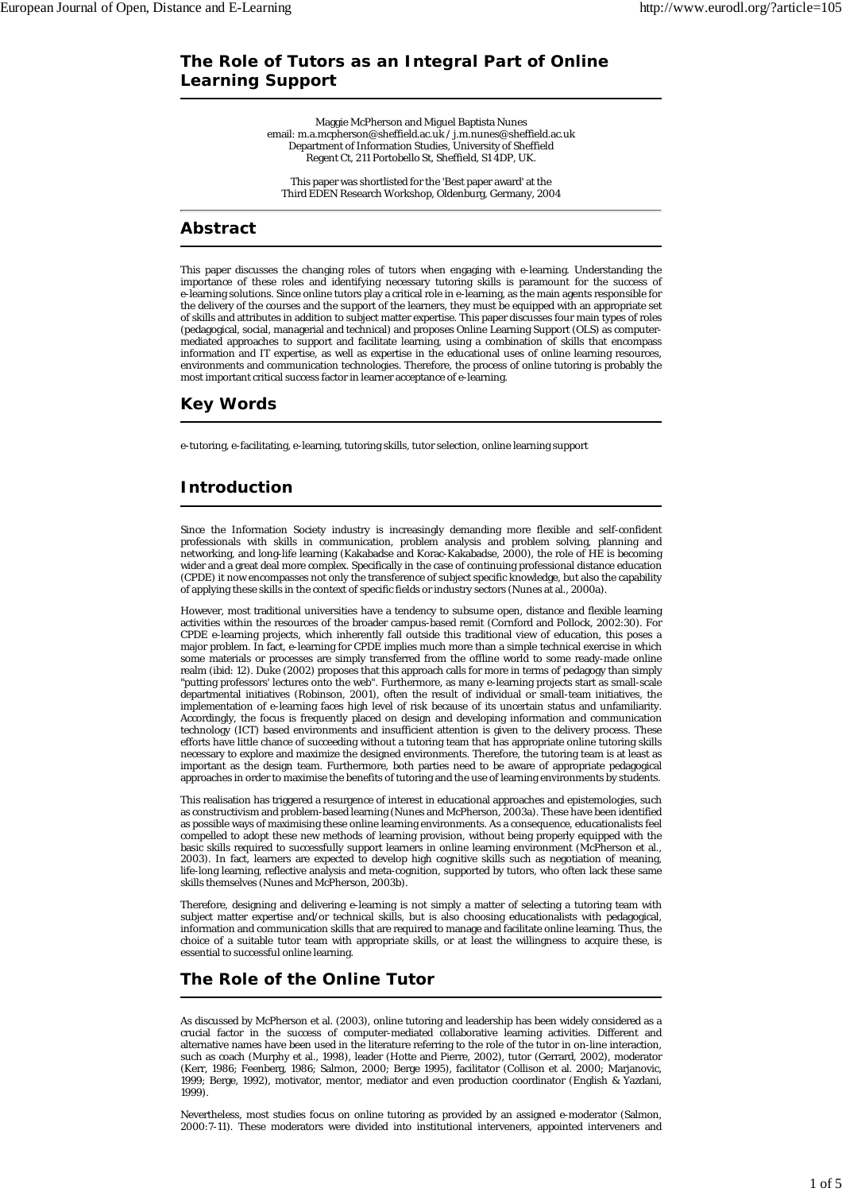# The Role of Tutors as an Integral Part of Online Learning Support

Maggie McPherson and Miguel Baptista Nunes
email: m.a.mcpherson@sheffield.ac.uk / j.m.nunes@sheffield.ac.uk
Department of Information Studies, University of Sheffield
Regent Ct, 211 Portobello St, Sheffield, S1 4DP, UK.

This paper was shortlisted for the 'Best paper award' at the
Third EDEN Research Workshop, Oldenburg, Germany, 2004

## Abstract

This paper discusses the changing roles of tutors when engaging with e-learning. Understanding the importance of these roles and identifying necessary tutoring skills is paramount for the success of e-learning solutions. Since online tutors play a critical role in e-learning, as the main agents responsible for the delivery of the courses and the support of the learners, they must be equipped with an appropriate set of skills and attributes in addition to subject matter expertise. This paper discusses four main types of roles (pedagogical, social, managerial and technical) and proposes Online Learning Support (OLS) as computer-mediated approaches to support and facilitate learning, using a combination of skills that encompass information and IT expertise, as well as expertise in the educational uses of online learning resources, environments and communication technologies. Therefore, the process of online tutoring is probably the most important critical success factor in learner acceptance of e-learning.

## Key Words

e-tutoring, e-facilitating, e-learning, tutoring skills, tutor selection, online learning support

## Introduction

Since the Information Society industry is increasingly demanding more flexible and self-confident professionals with skills in communication, problem analysis and problem solving, planning and networking, and long-life learning (Kakabadse and Korac-Kakabadse, 2000), the role of HE is becoming wider and a great deal more complex. Specifically in the case of continuing professional distance education (CPDE) it now encompasses not only the transference of subject specific knowledge, but also the capability of applying these skills in the context of specific fields or industry sectors (Nunes at al., 2000a).

However, most traditional universities have a tendency to subsume open, distance and flexible learning activities within the resources of the broader campus-based remit (Cornford and Pollock, 2002:30). For CPDE e-learning projects, which inherently fall outside this traditional view of education, this poses a major problem. In fact, e-learning for CPDE implies much more than a simple technical exercise in which some materials or processes are simply transferred from the offline world to some ready-made online realm (ibid: 12). Duke (2002) proposes that this approach calls for more in terms of pedagogy than simply "putting professors' lectures onto the web". Furthermore, as many e-learning projects start as small-scale departmental initiatives (Robinson, 2001), often the result of individual or small-team initiatives, the implementation of e-learning faces high level of risk because of its uncertain status and unfamiliarity. Accordingly, the focus is frequently placed on design and developing information and communication technology (ICT) based environments and insufficient attention is given to the delivery process. These efforts have little chance of succeeding without a tutoring team that has appropriate online tutoring skills necessary to explore and maximize the designed environments. Therefore, the tutoring team is at least as important as the design team. Furthermore, both parties need to be aware of appropriate pedagogical approaches in order to maximise the benefits of tutoring and the use of learning environments by students.

This realisation has triggered a resurgence of interest in educational approaches and epistemologies, such as constructivism and problem-based learning (Nunes and McPherson, 2003a). These have been identified as possible ways of maximising these online learning environments. As a consequence, educationalists feel compelled to adopt these new methods of learning provision, without being properly equipped with the basic skills required to successfully support learners in online learning environment (McPherson et al., 2003). In fact, learners are expected to develop high cognitive skills such as negotiation of meaning, life-long learning, reflective analysis and meta-cognition, supported by tutors, who often lack these same skills themselves (Nunes and McPherson, 2003b).

Therefore, designing and delivering e-learning is not simply a matter of selecting a tutoring team with subject matter expertise and/or technical skills, but is also choosing educationalists with pedagogical, information and communication skills that are required to manage and facilitate online learning. Thus, the choice of a suitable tutor team with appropriate skills, or at least the willingness to acquire these, is essential to successful online learning.

## The Role of the Online Tutor

As discussed by McPherson et al. (2003), online tutoring and leadership has been widely considered as a crucial factor in the success of computer-mediated collaborative learning activities. Different and alternative names have been used in the literature referring to the role of the tutor in on-line interaction, such as coach (Murphy et al., 1998), leader (Hotte and Pierre, 2002), tutor (Gerrard, 2002), moderator (Kerr, 1986; Feenberg, 1986; Salmon, 2000; Berge 1995), facilitator (Collison et al. 2000; Marjanovic, 1999; Berge, 1992), motivator, mentor, mediator and even production coordinator (English & Yazdani, 1999).

Nevertheless, most studies focus on online tutoring as provided by an assigned e-moderator (Salmon, 2000:7-11). These moderators were divided into institutional interveners, appointed interveners and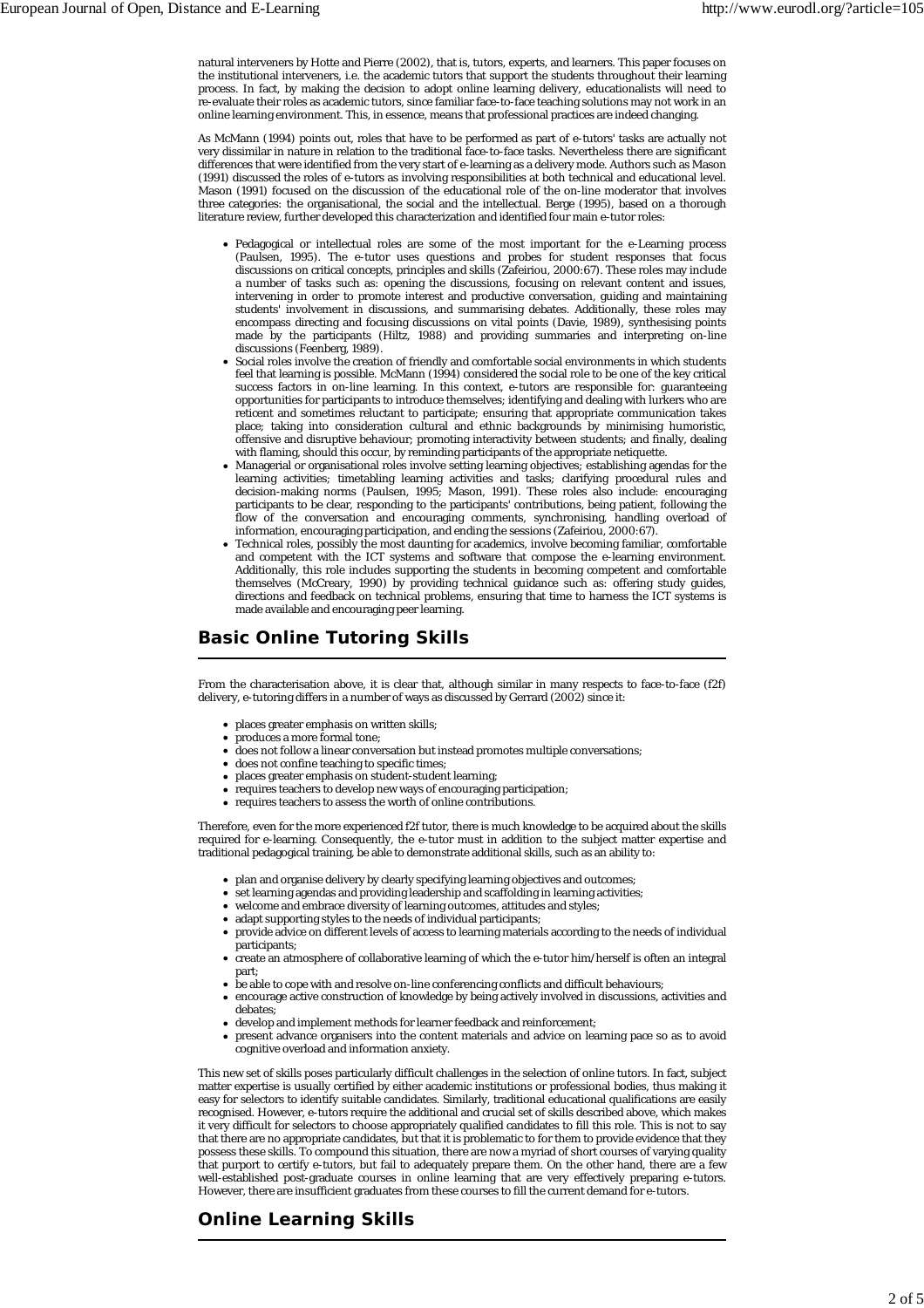natural interveners by Hotte and Pierre (2002), that is, tutors, experts, and learners. This paper focuses on the institutional interveners, i.e. the academic tutors that support the students throughout their learning process. In fact, by making the decision to adopt online learning delivery, educationalists will need to re-evaluate their roles as academic tutors, since familiar face-to-face teaching solutions may not work in an online learning environment. This, in essence, means that professional practices are indeed changing.

As McMann (1994) points out, roles that have to be performed as part of e-tutors' tasks are actually not very dissimilar in nature in relation to the traditional face-to-face tasks. Nevertheless there are significant differences that were identified from the very start of e-learning as a delivery mode. Authors such as Mason (1991) discussed the roles of e-tutors as involving responsibilities at both technical and educational level. Mason (1991) focused on the discussion of the educational role of the on-line moderator that involves three categories: the organisational, the social and the intellectual. Berge (1995), based on a thorough literature review, further developed this characterization and identified four main e-tutor roles:

- Pedagogical or intellectual roles are some of the most important for the e-Learning process (Paulsen, 1995). The e-tutor uses questions and probes for student responses that focus discussions on critical concepts, principles and skills (Zafeiriou, 2000:67). These roles may include a number of tasks such as: opening the discussions, focusing on relevant content and issues, intervening in order to promote interest and productive conversation, guiding and maintaining students' involvement in discussions, and summarising debates. Additionally, these roles may encompass directing and focusing discussions on vital points (Davie, 1989), synthesising points made by the participants (Hiltz, 1988) and providing summaries and interpreting on-line discussions (Feenberg, 1989).
- Social roles involve the creation of friendly and comfortable social environments in which students feel that learning is possible. McMann (1994) considered the social role to be one of the key critical success factors in on-line learning. In this context, e-tutors are responsible for: guaranteeing opportunities for participants to introduce themselves; identifying and dealing with lurkers who are reticent and sometimes reluctant to participate; ensuring that appropriate communication takes place; taking into consideration cultural and ethnic backgrounds by minimising humoristic, offensive and disruptive behaviour; promoting interactivity between students; and finally, dealing with flaming, should this occur, by reminding participants of the appropriate netiquette.
- Managerial or organisational roles involve setting learning objectives; establishing agendas for the learning activities; timetabling learning activities and tasks; clarifying procedural rules and decision-making norms (Paulsen, 1995; Mason, 1991). These roles also include: encouraging participants to be clear, responding to the participants' contributions, being patient, following the flow of the conversation and encouraging comments, synchronising, handling overload of information, encouraging participation, and ending the sessions (Zafeiriou, 2000:67).
- Technical roles, possibly the most daunting for academics, involve becoming familiar, comfortable and competent with the ICT systems and software that compose the e-learning environment. Additionally, this role includes supporting the students in becoming competent and comfortable themselves (McCreary, 1990) by providing technical guidance such as: offering study guides, directions and feedback on technical problems, ensuring that time to harness the ICT systems is made available and encouraging peer learning.

## Basic Online Tutoring Skills

From the characterisation above, it is clear that, although similar in many respects to face-to-face (f2f) delivery, e-tutoring differs in a number of ways as discussed by Gerrard (2002) since it:

- places greater emphasis on written skills;
- produces a more formal tone;
- does not follow a linear conversation but instead promotes multiple conversations;
- does not confine teaching to specific times;
- places greater emphasis on student-student learning;
- requires teachers to develop new ways of encouraging participation;
- requires teachers to assess the worth of online contributions.

Therefore, even for the more experienced f2f tutor, there is much knowledge to be acquired about the skills required for e-learning. Consequently, the e-tutor must in addition to the subject matter expertise and traditional pedagogical training, be able to demonstrate additional skills, such as an ability to:

- plan and organise delivery by clearly specifying learning objectives and outcomes;
- set learning agendas and providing leadership and scaffolding in learning activities;
- welcome and embrace diversity of learning outcomes, attitudes and styles;
- adapt supporting styles to the needs of individual participants;
- provide advice on different levels of access to learning materials according to the needs of individual participants;
- create an atmosphere of collaborative learning of which the e-tutor him/herself is often an integral part;
- be able to cope with and resolve on-line conferencing conflicts and difficult behaviours;
- encourage active construction of knowledge by being actively involved in discussions, activities and debates;
- develop and implement methods for learner feedback and reinforcement;
- present advance organisers into the content materials and advice on learning pace so as to avoid cognitive overload and information anxiety.

This new set of skills poses particularly difficult challenges in the selection of online tutors. In fact, subject matter expertise is usually certified by either academic institutions or professional bodies, thus making it easy for selectors to identify suitable candidates. Similarly, traditional educational qualifications are easily recognised. However, e-tutors require the additional and crucial set of skills described above, which makes it very difficult for selectors to choose appropriately qualified candidates to fill this role. This is not to say that there are no appropriate candidates, but that it is problematic to for them to provide evidence that they possess these skills. To compound this situation, there are now a myriad of short courses of varying quality that purport to certify e-tutors, but fail to adequately prepare them. On the other hand, there are a few well-established post-graduate courses in online learning that are very effectively preparing e-tutors. However, there are insufficient graduates from these courses to fill the current demand for e-tutors.

## Online Learning Skills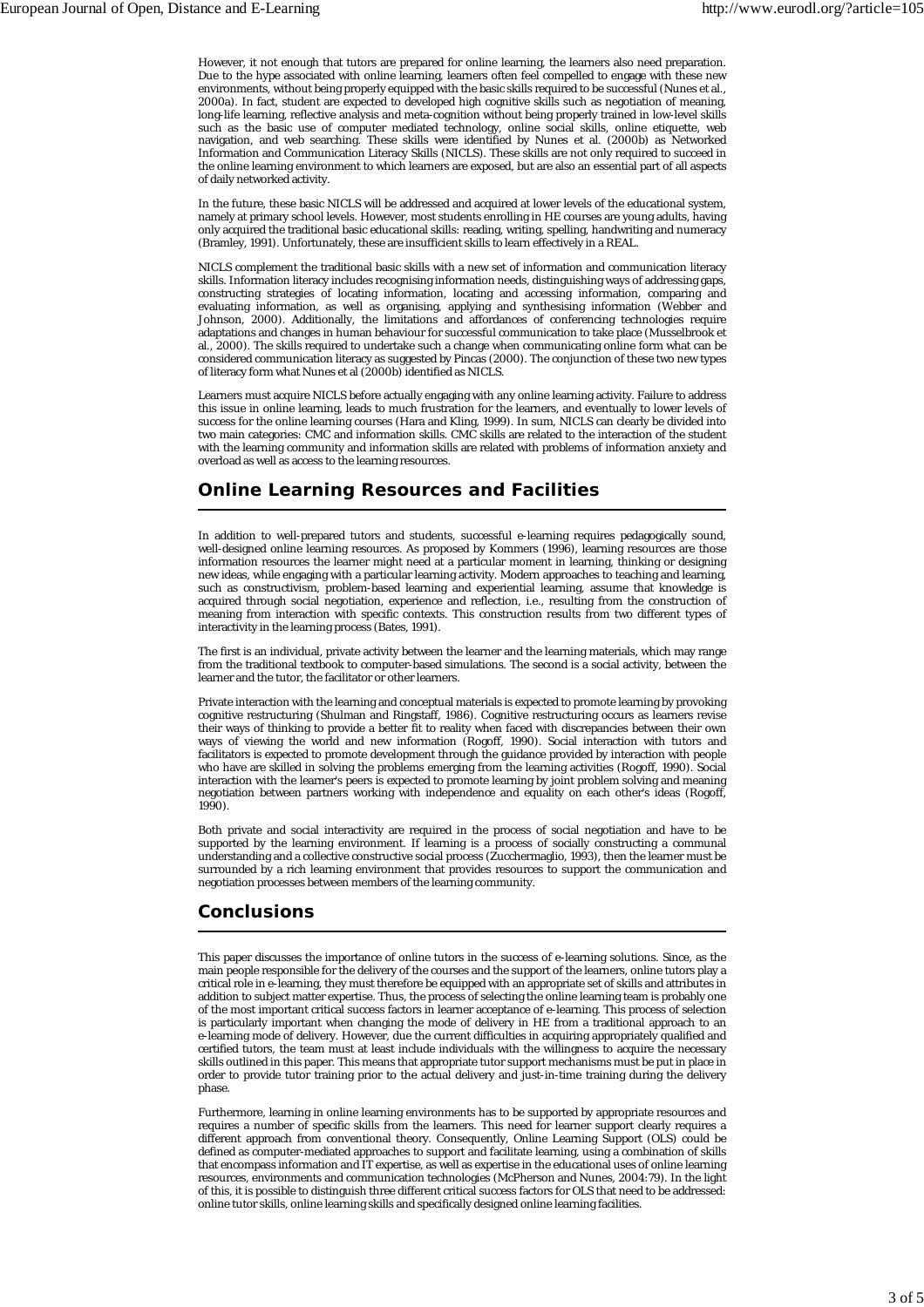However, it not enough that tutors are prepared for online learning, the learners also need preparation. Due to the hype associated with online learning, learners often feel compelled to engage with these new environments, without being properly equipped with the basic skills required to be successful (Nunes et al., 2000a). In fact, student are expected to developed high cognitive skills such as negotiation of meaning, long-life learning, reflective analysis and meta-cognition without being properly trained in low-level skills such as the basic use of computer mediated technology, online social skills, online etiquette, web navigation, and web searching. These skills were identified by Nunes et al. (2000b) as Networked Information and Communication Literacy Skills (NICLS). These skills are not only required to succeed in the online learning environment to which learners are exposed, but are also an essential part of all aspects of daily networked activity.

In the future, these basic NICLS will be addressed and acquired at lower levels of the educational system, namely at primary school levels. However, most students enrolling in HE courses are young adults, having only acquired the traditional basic educational skills: reading, writing, spelling, handwriting and numeracy (Bramley, 1991). Unfortunately, these are insufficient skills to learn effectively in a REAL.

NICLS complement the traditional basic skills with a new set of information and communication literacy skills. Information literacy includes recognising information needs, distinguishing ways of addressing gaps, constructing strategies of locating information, locating and accessing information, comparing and evaluating information, as well as organising, applying and synthesising information (Webber and Johnson, 2000). Additionally, the limitations and affordances of conferencing technologies require adaptations and changes in human behaviour for successful communication to take place (Musselbrook et al., 2000). The skills required to undertake such a change when communicating online form what can be considered communication literacy as suggested by Pincas (2000). The conjunction of these two new types of literacy form what Nunes et al (2000b) identified as NICLS.

Learners must acquire NICLS before actually engaging with any online learning activity. Failure to address this issue in online learning, leads to much frustration for the learners, and eventually to lower levels of success for the online learning courses (Hara and Kling, 1999). In sum, NICLS can clearly be divided into two main categories: CMC and information skills. CMC skills are related to the interaction of the student with the learning community and information skills are related with problems of information anxiety and overload as well as access to the learning resources.

## Online Learning Resources and Facilities

In addition to well-prepared tutors and students, successful e-learning requires pedagogically sound, well-designed online learning resources. As proposed by Kommers (1996), learning resources are those information resources the learner might need at a particular moment in learning, thinking or designing new ideas, while engaging with a particular learning activity. Modern approaches to teaching and learning, such as constructivism, problem-based learning and experiential learning, assume that knowledge is acquired through social negotiation, experience and reflection, i.e., resulting from the construction of meaning from interaction with specific contexts. This construction results from two different types of interactivity in the learning process (Bates, 1991).

The first is an individual, private activity between the learner and the learning materials, which may range from the traditional textbook to computer-based simulations. The second is a social activity, between the learner and the tutor, the facilitator or other learners.

Private interaction with the learning and conceptual materials is expected to promote learning by provoking cognitive restructuring (Shulman and Ringstaff, 1986). Cognitive restructuring occurs as learners revise their ways of thinking to provide a better fit to reality when faced with discrepancies between their own ways of viewing the world and new information (Rogoff, 1990). Social interaction with tutors and facilitators is expected to promote development through the guidance provided by interaction with people who have are skilled in solving the problems emerging from the learning activities (Rogoff, 1990). Social interaction with the learner's peers is expected to promote learning by joint problem solving and meaning negotiation between partners working with independence and equality on each other's ideas (Rogoff, 1990).

Both private and social interactivity are required in the process of social negotiation and have to be supported by the learning environment. If learning is a process of socially constructing a communal understanding and a collective constructive social process (Zucchermaglio, 1993), then the learner must be surrounded by a rich learning environment that provides resources to support the communication and negotiation processes between members of the learning community.

## Conclusions

This paper discusses the importance of online tutors in the success of e-learning solutions. Since, as the main people responsible for the delivery of the courses and the support of the learners, online tutors play a critical role in e-learning, they must therefore be equipped with an appropriate set of skills and attributes in addition to subject matter expertise. Thus, the process of selecting the online learning team is probably one of the most important critical success factors in learner acceptance of e-learning. This process of selection is particularly important when changing the mode of delivery in HE from a traditional approach to an e-learning mode of delivery. However, due the current difficulties in acquiring appropriately qualified and certified tutors, the team must at least include individuals with the willingness to acquire the necessary skills outlined in this paper. This means that appropriate tutor support mechanisms must be put in place in order to provide tutor training prior to the actual delivery and just-in-time training during the delivery phase.

Furthermore, learning in online learning environments has to be supported by appropriate resources and requires a number of specific skills from the learners. This need for learner support clearly requires a different approach from conventional theory. Consequently, Online Learning Support (OLS) could be defined as computer-mediated approaches to support and facilitate learning, using a combination of skills that encompass information and IT expertise, as well as expertise in the educational uses of online learning resources, environments and communication technologies (McPherson and Nunes, 2004:79). In the light of this, it is possible to distinguish three different critical success factors for OLS that need to be addressed: online tutor skills, online learning skills and specifically designed online learning facilities.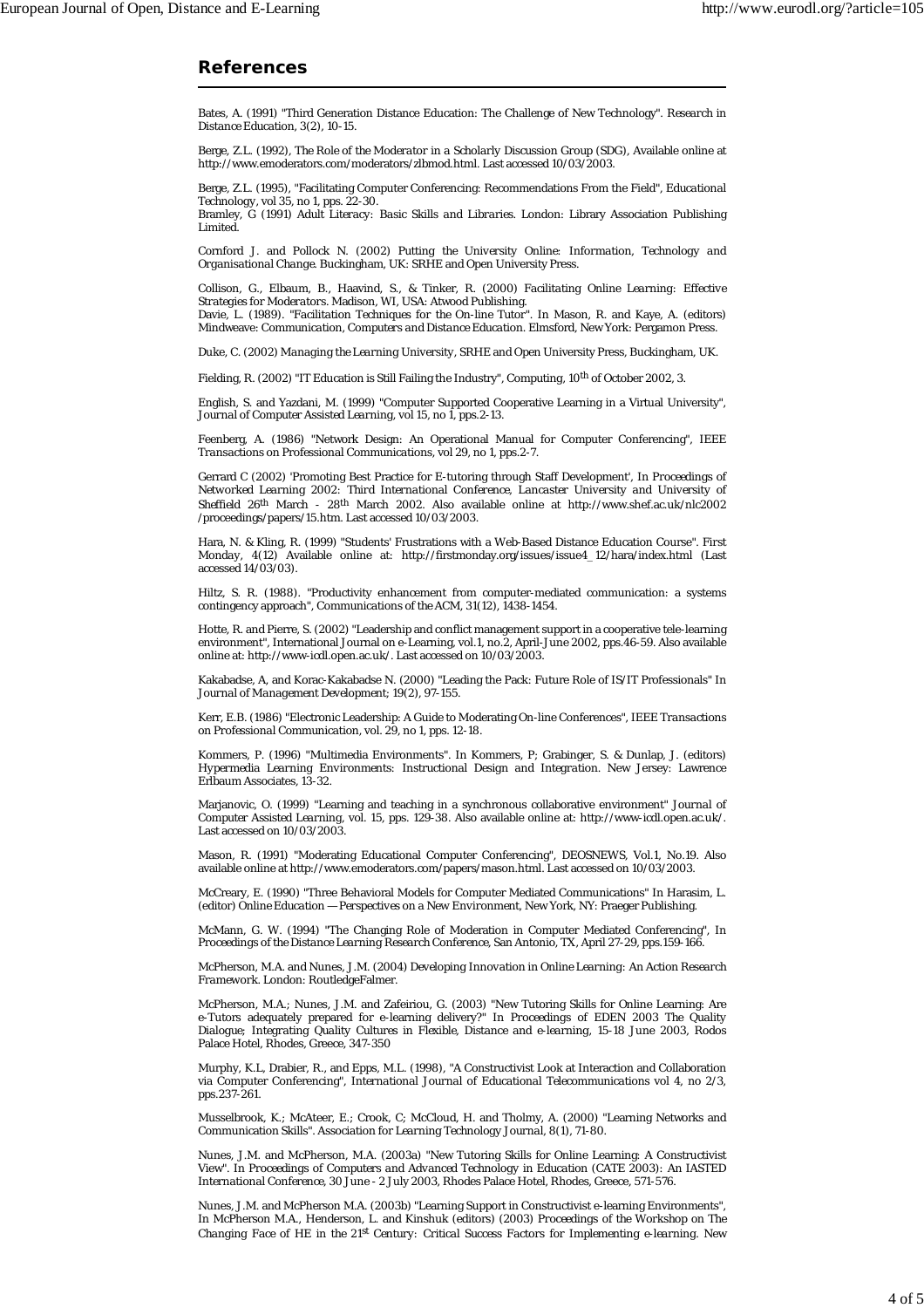## References

Bates, A. (1991) "Third Generation Distance Education: The Challenge of New Technology". *Research in Distance Education*, 3(2), 10-15.

Berge, Z.L. (1992), *The Role of the Moderator in a Scholarly Discussion Group (SDG)*, Available online at http://www.emoderators.com/moderators/zlbmod.html. Last accessed 10/03/2003.

Berge, Z.L. (1995), "Facilitating Computer Conferencing: Recommendations From the Field", *Educational Technology*, vol 35, no 1, pps. 22-30.

Bramley, G (1991) *Adult Literacy: Basic Skills and Libraries*. London: Library Association Publishing Limited.

Cornford J. and Pollock N. (2002) *Putting the University Online: Information, Technology and Organisational Change*. Buckingham, UK: SRHE and Open University Press.

Collison, G., Elbaum, B., Haavind, S., & Tinker, R. (2000) *Facilitating Online Learning: Effective Strategies for Moderators*. Madison, WI, USA: Atwood Publishing.

Davie, L. (1989). "Facilitation Techniques for the On-line Tutor". In Mason, R. and Kaye, A. (editors) *Mindweave: Communication, Computers and Distance Education*. Elmsford, New York: Pergamon Press.

Duke, C. (2002) *Managing the Learning University*, SRHE and Open University Press, Buckingham, UK.

Fielding, R. (2002) "IT Education is Still Failing the Industry", *Computing*, 10th of October 2002, 3.

English, S. and Yazdani, M. (1999) "Computer Supported Cooperative Learning in a Virtual University", *Journal of Computer Assisted Learning*, vol 15, no 1, pps.2-13.

Feenberg, A. (1986) "Network Design: An Operational Manual for Computer Conferencing", *IEEE Transactions on Professional Communications*, vol 29, no 1, pps.2-7.

Gerrard C (2002) 'Promoting Best Practice for E-tutoring through Staff Development', In *Proceedings of Networked Learning 2002: Third International Conference*, Lancaster University and University of Sheffield 26th March - 28th March 2002. Also available online at http://www.shef.ac.uk/nlc2002/proceedings/papers/15.htm. Last accessed 10/03/2003.

Hara, N. & Kling, R. (1999) "Students' Frustrations with a Web-Based Distance Education Course". *First Monday*, 4(12) Available online at: http://firstmonday.org/issues/issue4_12/hara/index.html (Last accessed 14/03/03).

Hiltz, S. R. (1988). "Productivity enhancement from computer-mediated communication: a systems contingency approach", *Communications of the ACM*, 31(12), 1438-1454.

Hotte, R. and Pierre, S. (2002) "Leadership and conflict management support in a cooperative tele-learning environment", *International Journal on e-Learning*, vol.1, no.2, April-June 2002, pps.46-59. Also available online at: http://www-icdl.open.ac.uk/. Last accessed on 10/03/2003.

Kakabadse, A, and Korac-Kakabadse N. (2000) "Leading the Pack: Future Role of IS/IT Professionals" In *Journal of Management Development*; 19(2), 97-155.

Kerr, E.B. (1986) "Electronic Leadership: A Guide to Moderating On-line Conferences", *IEEE Transactions on Professional Communication*, vol. 29, no 1, pps. 12-18.

Kommers, P. (1996) "Multimedia Environments". In Kommers, P; Grabinger, S. & Dunlap, J. (editors) *Hypermedia Learning Environments: Instructional Design and Integration*. New Jersey: Lawrence Erlbaum Associates, 13-32.

Marjanovic, O. (1999) "Learning and teaching in a synchronous collaborative environment" *Journal of Computer Assisted Learning*, vol. 15, pps. 129-38. Also available online at: http://www-icdl.open.ac.uk/. Last accessed on 10/03/2003.

Mason, R. (1991) "Moderating Educational Computer Conferencing", *DEOSNEWS*, Vol.1, No.19. Also available online at http://www.emoderators.com/papers/mason.html. Last accessed on 10/03/2003.

McCreary, E. (1990) "Three Behavioral Models for Computer Mediated Communications" In Harasim, L. (editor) *Online Education — Perspectives on a New Environment*, New York, NY: Praeger Publishing.

McMann, G. W. (1994) "The Changing Role of Moderation in Computer Mediated Conferencing", In *Proceedings of the Distance Learning Research Conference*, San Antonio, TX, April 27-29, pps.159-166.

McPherson, M.A. and Nunes, J.M. (2004) *Developing Innovation in Online Learning: An Action Research Framework*. London: RoutledgeFalmer.

McPherson, M.A.; Nunes, J.M. and Zafeiriou, G. (2003) "New Tutoring Skills for Online Learning: Are e-Tutors adequately prepared for e-learning delivery?" In *Proceedings of EDEN 2003 The Quality Dialogue; Integrating Quality Cultures in Flexible, Distance and e-learning*, 15-18 June 2003, Rodos Palace Hotel, Rhodes, Greece, 347-350

Murphy, K.L, Drabier, R., and Epps, M.L. (1998), "A Constructivist Look at Interaction and Collaboration via Computer Conferencing", *International Journal of Educational Telecommunications* vol 4, no 2/3, pps.237-261.

Musselbrook, K.; McAteer, E.; Crook, C; McCloud, H. and Tholmy, A. (2000) "Learning Networks and Communication Skills". *Association for Learning Technology Journal*, 8(1), 71-80.

Nunes, J.M. and McPherson, M.A. (2003a) "New Tutoring Skills for Online Learning: A Constructivist View". In *Proceedings of Computers and Advanced Technology in Education (CATE 2003): An IASTED International Conference*, 30 June - 2 July 2003, Rhodes Palace Hotel, Rhodes, Greece, 571-576.

Nunes, J.M. and McPherson M.A. (2003b) "Learning Support in Constructivist e-learning Environments", In McPherson M.A., Henderson, L. and Kinshuk (editors) (2003) *Proceedings of the Workshop on The Changing Face of HE in the 21st Century: Critical Success Factors for Implementing e-learning*. New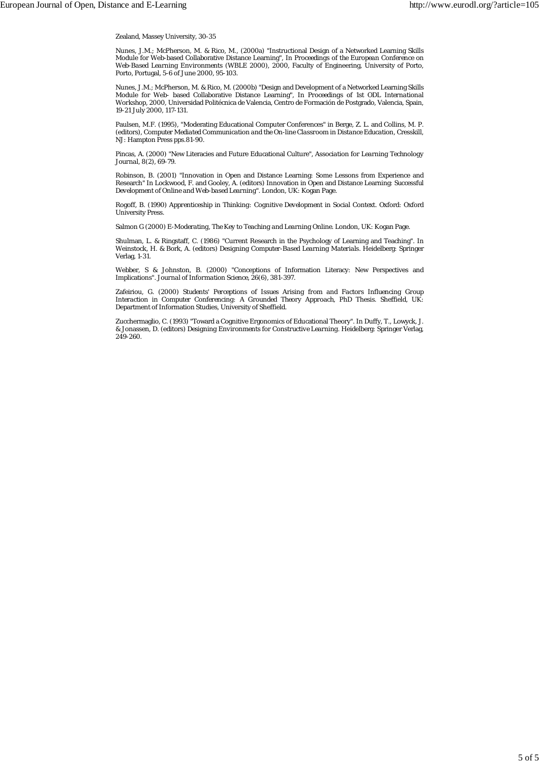Zealand, Massey University, 30-35

Nunes, J.M.; McPherson, M. & Rico, M., (2000a) "Instructional Design of a Networked Learning Skills Module for Web-based Collaborative Distance Learning", In Proceedings of the European Conference on Web-Based Learning Environments (WBLE 2000), 2000, Faculty of Engineering, University of Porto, Porto, Portugal, 5-6 of June 2000, 95-103.

Nunes, J.M.; McPherson, M. & Rico, M. (2000b) "Design and Development of a Networked Learning Skills Module for Web- based Collaborative Distance Learning", In Proceedings of 1st ODL International Workshop, 2000, Universidad Politécnica de Valencia, Centro de Formación de Postgrado, Valencia, Spain, 19-21 July 2000, 117-131.

Paulsen, M.F. (1995), "Moderating Educational Computer Conferences" in Berge, Z. L. and Collins, M. P. (editors), *Computer Mediated Communication and the On-line Classroom in Distance Education*, Cresskill, NJ: Hampton Press pps.81-90.

Pincas, A. (2000) "New Literacies and Future Educational Culture", Association for Learning Technology Journal, 8(2), 69-79.

Robinson, B. (2001) "Innovation in Open and Distance Learning: Some Lessons from Experience and Research" In Lockwood, F. and Gooley, A. (editors) Innovation in Open and Distance Learning: Successful Development of Online and Web-based Learning". London, UK: Kogan Page.

Rogoff, B. (1990) Apprenticeship in Thinking: Cognitive Development in Social Context. Oxford: Oxford University Press.

Salmon G (2000) *E-Moderating, The Key to Teaching and Learning Online*. London, UK: Kogan Page.

Shulman, L. & Ringstaff, C. (1986) "Current Research in the Psychology of Learning and Teaching". In Weinstock, H. & Bork, A. (editors) Designing Computer-Based Learning Materials. Heidelberg: Springer Verlag, 1-31.

Webber, S & Johnston, B. (2000) "Conceptions of Information Literacy: New Perspectives and Implications". Journal of Information Science, 26(6), 381-397.

Zafeiriou, G. (2000) Students' Perceptions of Issues Arising from and Factors Influencing Group Interaction in Computer Conferencing: A Grounded Theory Approach, PhD Thesis. Sheffield, UK: Department of Information Studies, University of Sheffield.

Zucchermaglio, C. (1993) "Toward a Cognitive Ergonomics of Educational Theory". In Duffy, T., Lowyck, J. & Jonassen, D. (editors) Designing Environments for Constructive Learning. Heidelberg: Springer Verlag, 249-260.